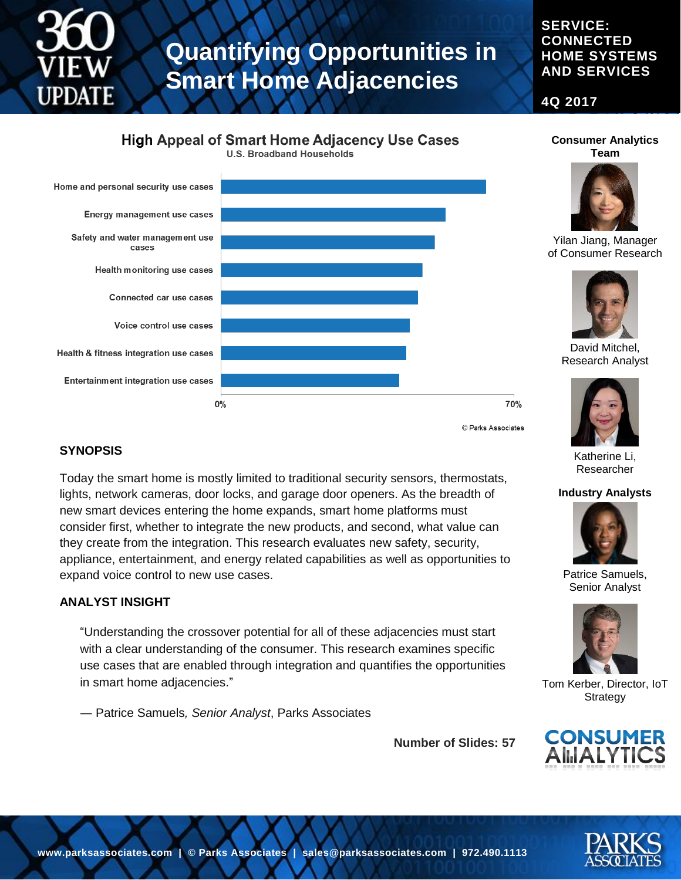# Quantifying Opportunities in Smart Home Adjacencies

**360 VIEW UPDATE**

**SERVICE: CONNECTED HOME SYSTEMS AND SERVICES**

**4Q 2017**

## High Appeal of Smart Home Adjacency Use Cases

U.S. Broadband Households

- Home and personal security use cases
- Energy management use cases
- Safety and water management use cases
- Health monitoring use cases
- Connected car use cases
- Voice control use cases
- Health & fitness integration use cases
- Entertainment integration use cases

0% — 70%

© Parks Associates

### SYNOPSIS

Today the smart home is mostly limited to traditional security sensors, thermostats, lights, network cameras, door locks, and garage door openers. As the breadth of new smart devices entering the home expands, smart home platforms must consider first, whether to integrate the new products, and second, what value can they create from the integration. This research evaluates new safety, security, appliance, entertainment, and energy related capabilities as well as opportunities to expand voice control to new use cases.

### ANALYST INSIGHT

> "Understanding the crossover potential for all of these adjacencies must start with a clear understanding of the consumer. This research examines specific use cases that are enabled through integration and quantifies the opportunities in smart home adjacencies."
>
> — Patrice Samuels, *Senior Analyst*, Parks Associates

**Number of Slides: 57**

**Consumer Analytics Team**

Yilan Jiang, Manager of Consumer Research

David Mitchel, Research Analyst

Katherine Li, Researcher

**Industry Analysts**

Patrice Samuels, Senior Analyst

Tom Kerber, Director, IoT Strategy

CONSUMER ANALYTICS

www.parksassociates.com | © Parks Associates | sales@parksassociates.com | 972.490.1113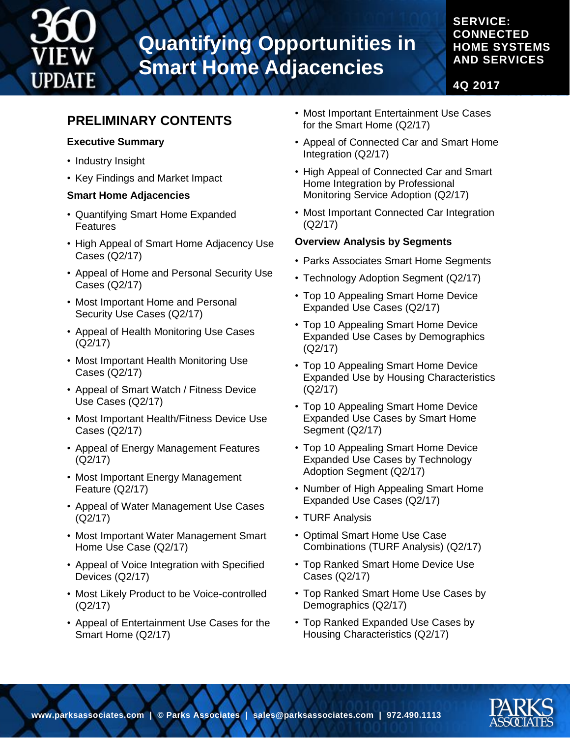# Quantifying Opportunities in Smart Home Adjacencies

**SERVICE: CONNECTED HOME SYSTEMS AND SERVICES**

**4Q 2017**

## PRELIMINARY CONTENTS

### Executive Summary

- Industry Insight
- Key Findings and Market Impact

### Smart Home Adjacencies

- Quantifying Smart Home Expanded Features
- High Appeal of Smart Home Adjacency Use Cases (Q2/17)
- Appeal of Home and Personal Security Use Cases (Q2/17)
- Most Important Home and Personal Security Use Cases (Q2/17)
- Appeal of Health Monitoring Use Cases (Q2/17)
- Most Important Health Monitoring Use Cases (Q2/17)
- Appeal of Smart Watch / Fitness Device Use Cases (Q2/17)
- Most Important Health/Fitness Device Use Cases (Q2/17)
- Appeal of Energy Management Features (Q2/17)
- Most Important Energy Management Feature (Q2/17)
- Appeal of Water Management Use Cases (Q2/17)
- Most Important Water Management Smart Home Use Case (Q2/17)
- Appeal of Voice Integration with Specified Devices (Q2/17)
- Most Likely Product to be Voice-controlled (Q2/17)
- Appeal of Entertainment Use Cases for the Smart Home (Q2/17)
- Most Important Entertainment Use Cases for the Smart Home (Q2/17)
- Appeal of Connected Car and Smart Home Integration (Q2/17)
- High Appeal of Connected Car and Smart Home Integration by Professional Monitoring Service Adoption (Q2/17)
- Most Important Connected Car Integration (Q2/17)

### Overview Analysis by Segments

- Parks Associates Smart Home Segments
- Technology Adoption Segment (Q2/17)
- Top 10 Appealing Smart Home Device Expanded Use Cases (Q2/17)
- Top 10 Appealing Smart Home Device Expanded Use Cases by Demographics (Q2/17)
- Top 10 Appealing Smart Home Device Expanded Use by Housing Characteristics (Q2/17)
- Top 10 Appealing Smart Home Device Expanded Use Cases by Smart Home Segment (Q2/17)
- Top 10 Appealing Smart Home Device Expanded Use Cases by Technology Adoption Segment (Q2/17)
- Number of High Appealing Smart Home Expanded Use Cases (Q2/17)
- TURF Analysis
- Optimal Smart Home Use Case Combinations (TURF Analysis) (Q2/17)
- Top Ranked Smart Home Device Use Cases (Q2/17)
- Top Ranked Smart Home Use Cases by Demographics (Q2/17)
- Top Ranked Expanded Use Cases by Housing Characteristics (Q2/17)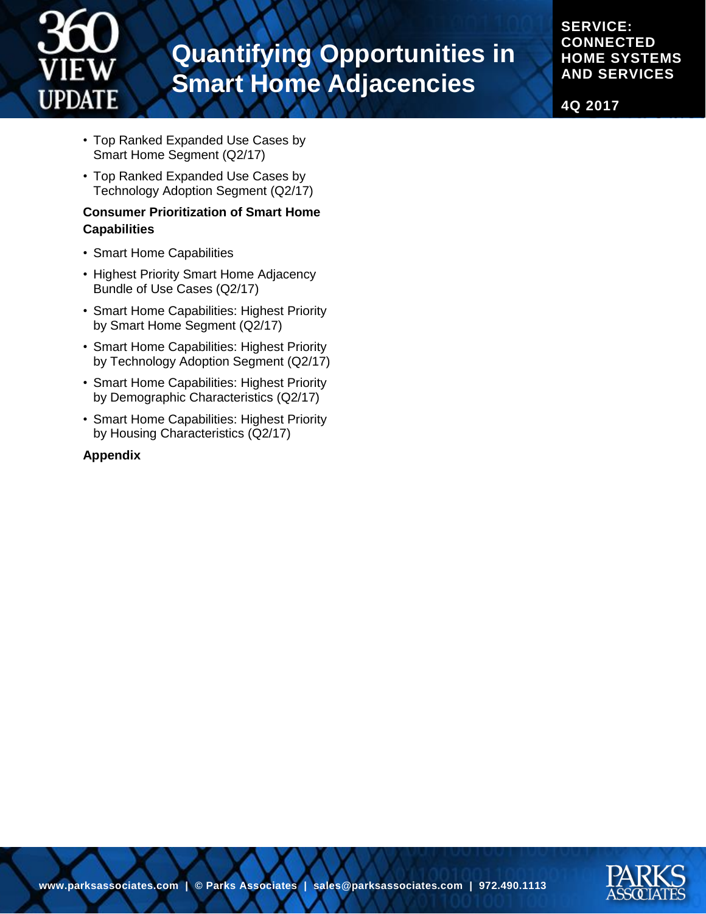- Top Ranked Expanded Use Cases by Smart Home Segment (Q2/17)
- Top Ranked Expanded Use Cases by Technology Adoption Segment (Q2/17)

**Consumer Prioritization of Smart Home Capabilities**

- Smart Home Capabilities
- Highest Priority Smart Home Adjacency Bundle of Use Cases (Q2/17)
- Smart Home Capabilities: Highest Priority by Smart Home Segment (Q2/17)
- Smart Home Capabilities: Highest Priority by Technology Adoption Segment (Q2/17)
- Smart Home Capabilities: Highest Priority by Demographic Characteristics (Q2/17)
- Smart Home Capabilities: Highest Priority by Housing Characteristics (Q2/17)

**Appendix**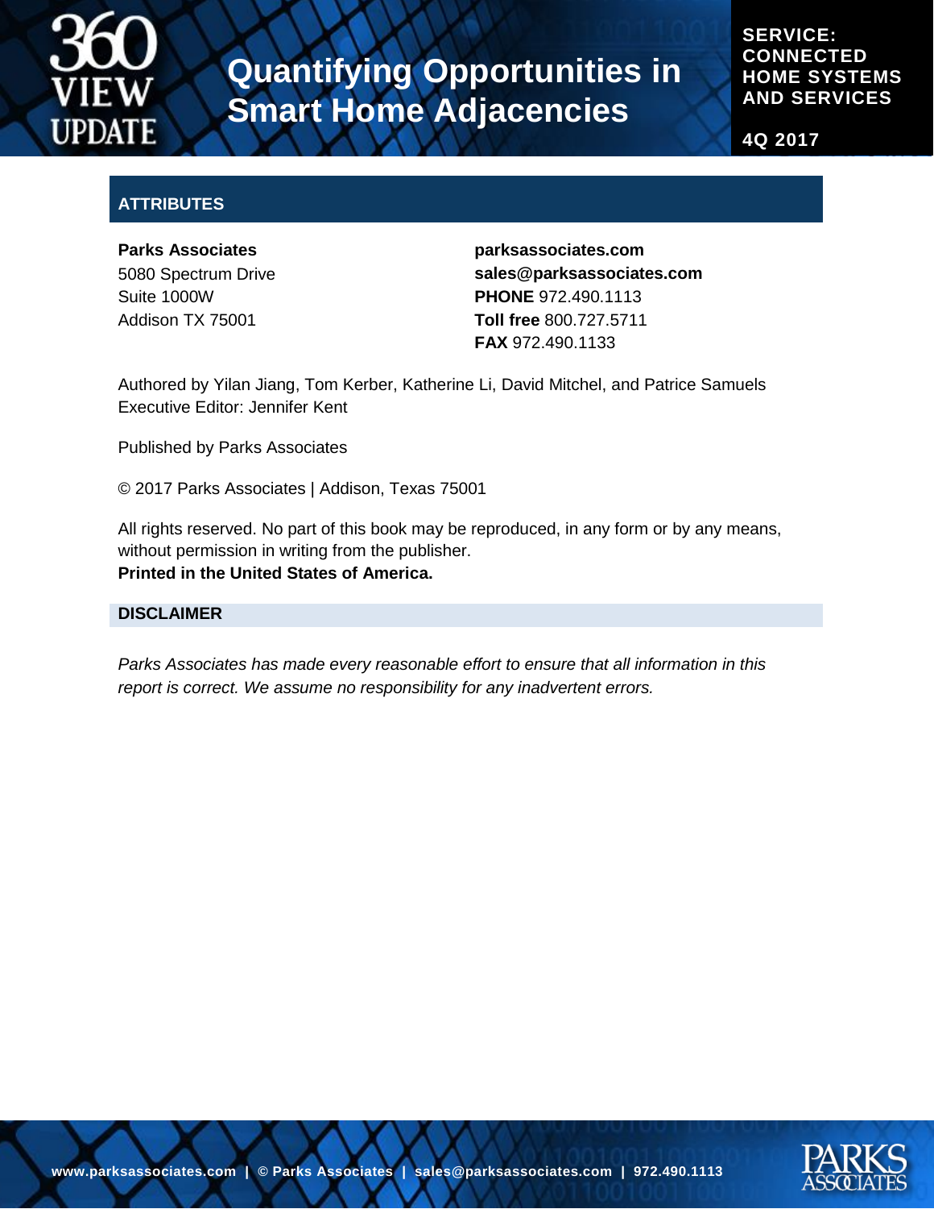# Quantifying Opportunities in Smart Home Adjacencies

**SERVICE: CONNECTED HOME SYSTEMS AND SERVICES**

**4Q 2017**

## ATTRIBUTES

**Parks Associates**
5080 Spectrum Drive
Suite 1000W
Addison TX 75001

**parksassociates.com**
**sales@parksassociates.com**
**PHONE** 972.490.1113
**Toll free** 800.727.5711
**FAX** 972.490.1133

Authored by Yilan Jiang, Tom Kerber, Katherine Li, David Mitchel, and Patrice Samuels
Executive Editor: Jennifer Kent

Published by Parks Associates

© 2017 Parks Associates | Addison, Texas 75001

All rights reserved. No part of this book may be reproduced, in any form or by any means, without permission in writing from the publisher.
**Printed in the United States of America.**

## DISCLAIMER

*Parks Associates has made every reasonable effort to ensure that all information in this report is correct. We assume no responsibility for any inadvertent errors.*